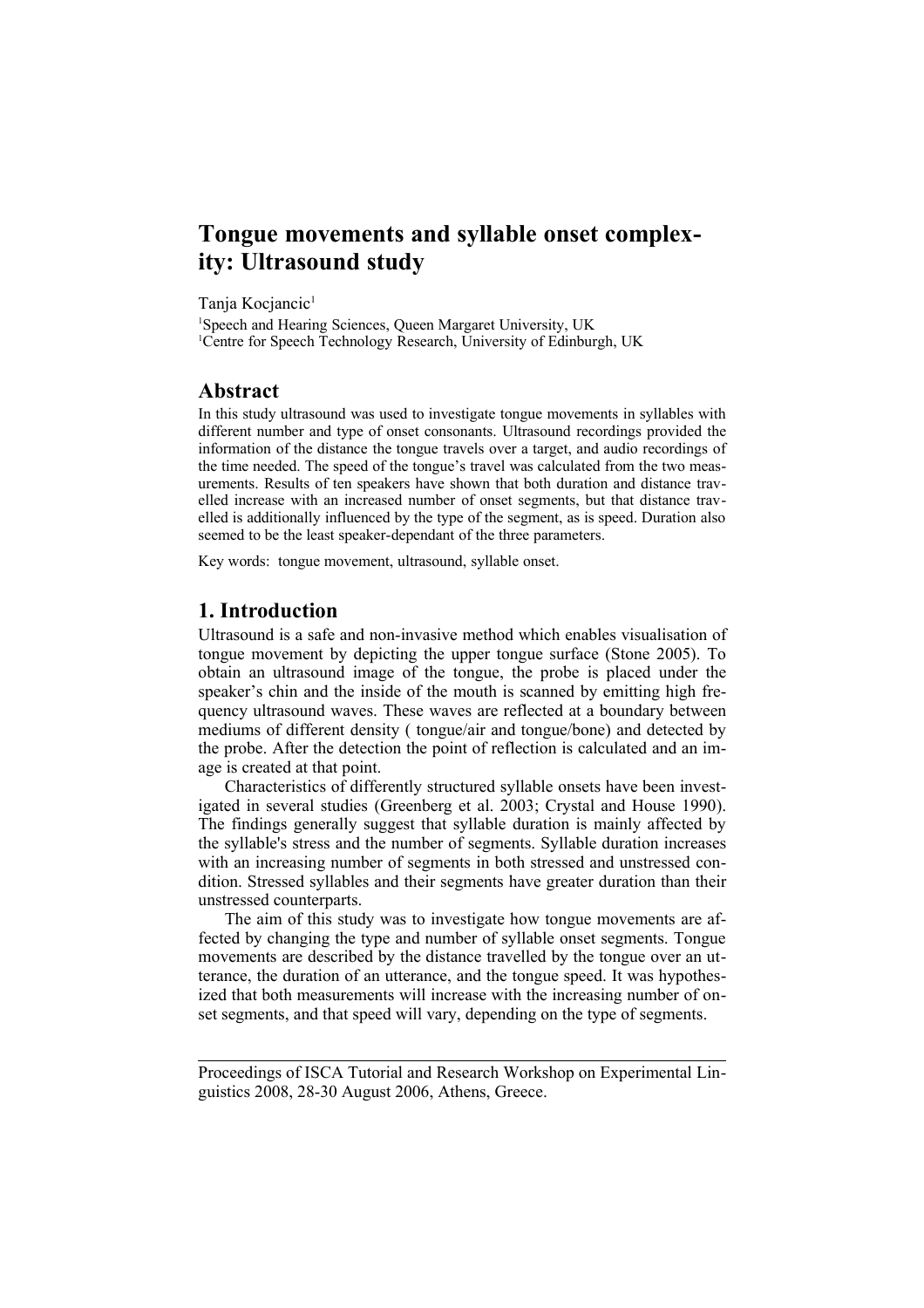# Tongue movements and syllable onset complexity: Ultrasound study

Tanja Kocjancic[1]

[1]Speech and Hearing Sciences, Queen Margaret University, UK
[1]Centre for Speech Technology Research, University of Edinburgh, UK

## Abstract

In this study ultrasound was used to investigate tongue movements in syllables with different number and type of onset consonants. Ultrasound recordings provided the information of the distance the tongue travels over a target, and audio recordings of the time needed. The speed of the tongue's travel was calculated from the two measurements. Results of ten speakers have shown that both duration and distance travelled increase with an increased number of onset segments, but that distance travelled is additionally influenced by the type of the segment, as is speed. Duration also seemed to be the least speaker-dependant of the three parameters.

Key words: tongue movement, ultrasound, syllable onset.

## 1. Introduction

Ultrasound is a safe and non-invasive method which enables visualisation of tongue movement by depicting the upper tongue surface (Stone 2005). To obtain an ultrasound image of the tongue, the probe is placed under the speaker's chin and the inside of the mouth is scanned by emitting high frequency ultrasound waves. These waves are reflected at a boundary between mediums of different density ( tongue/air and tongue/bone) and detected by the probe. After the detection the point of reflection is calculated and an image is created at that point.

Characteristics of differently structured syllable onsets have been investigated in several studies (Greenberg et al. 2003; Crystal and House 1990). The findings generally suggest that syllable duration is mainly affected by the syllable's stress and the number of segments. Syllable duration increases with an increasing number of segments in both stressed and unstressed condition. Stressed syllables and their segments have greater duration than their unstressed counterparts.

The aim of this study was to investigate how tongue movements are affected by changing the type and number of syllable onset segments. Tongue movements are described by the distance travelled by the tongue over an utterance, the duration of an utterance, and the tongue speed. It was hypothesized that both measurements will increase with the increasing number of onset segments, and that speed will vary, depending on the type of segments.

Proceedings of ISCA Tutorial and Research Workshop on Experimental Linguistics 2008, 28-30 August 2006, Athens, Greece.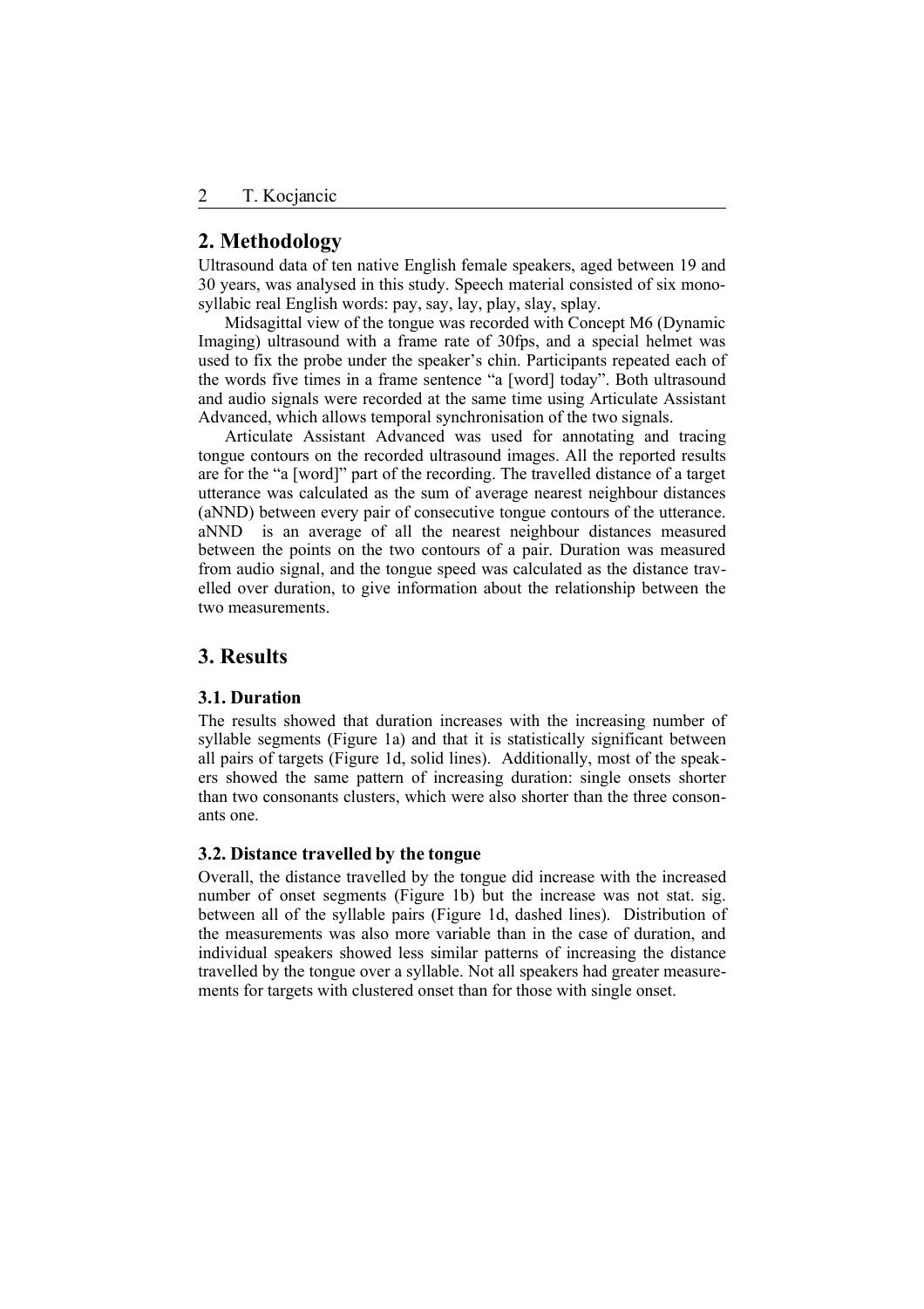## 2. Methodology

Ultrasound data of ten native English female speakers, aged between 19 and 30 years, was analysed in this study. Speech material consisted of six monosyllabic real English words: pay, say, lay, play, slay, splay.

Midsagittal view of the tongue was recorded with Concept M6 (Dynamic Imaging) ultrasound with a frame rate of 30fps, and a special helmet was used to fix the probe under the speaker's chin. Participants repeated each of the words five times in a frame sentence "a [word] today". Both ultrasound and audio signals were recorded at the same time using Articulate Assistant Advanced, which allows temporal synchronisation of the two signals.

Articulate Assistant Advanced was used for annotating and tracing tongue contours on the recorded ultrasound images. All the reported results are for the "a [word]" part of the recording. The travelled distance of a target utterance was calculated as the sum of average nearest neighbour distances (aNND) between every pair of consecutive tongue contours of the utterance. aNND is an average of all the nearest neighbour distances measured between the points on the two contours of a pair. Duration was measured from audio signal, and the tongue speed was calculated as the distance travelled over duration, to give information about the relationship between the two measurements.

## 3. Results

### 3.1. Duration

The results showed that duration increases with the increasing number of syllable segments (Figure 1a) and that it is statistically significant between all pairs of targets (Figure 1d, solid lines). Additionally, most of the speakers showed the same pattern of increasing duration: single onsets shorter than two consonants clusters, which were also shorter than the three consonants one.

### 3.2. Distance travelled by the tongue

Overall, the distance travelled by the tongue did increase with the increased number of onset segments (Figure 1b) but the increase was not stat. sig. between all of the syllable pairs (Figure 1d, dashed lines). Distribution of the measurements was also more variable than in the case of duration, and individual speakers showed less similar patterns of increasing the distance travelled by the tongue over a syllable. Not all speakers had greater measurements for targets with clustered onset than for those with single onset.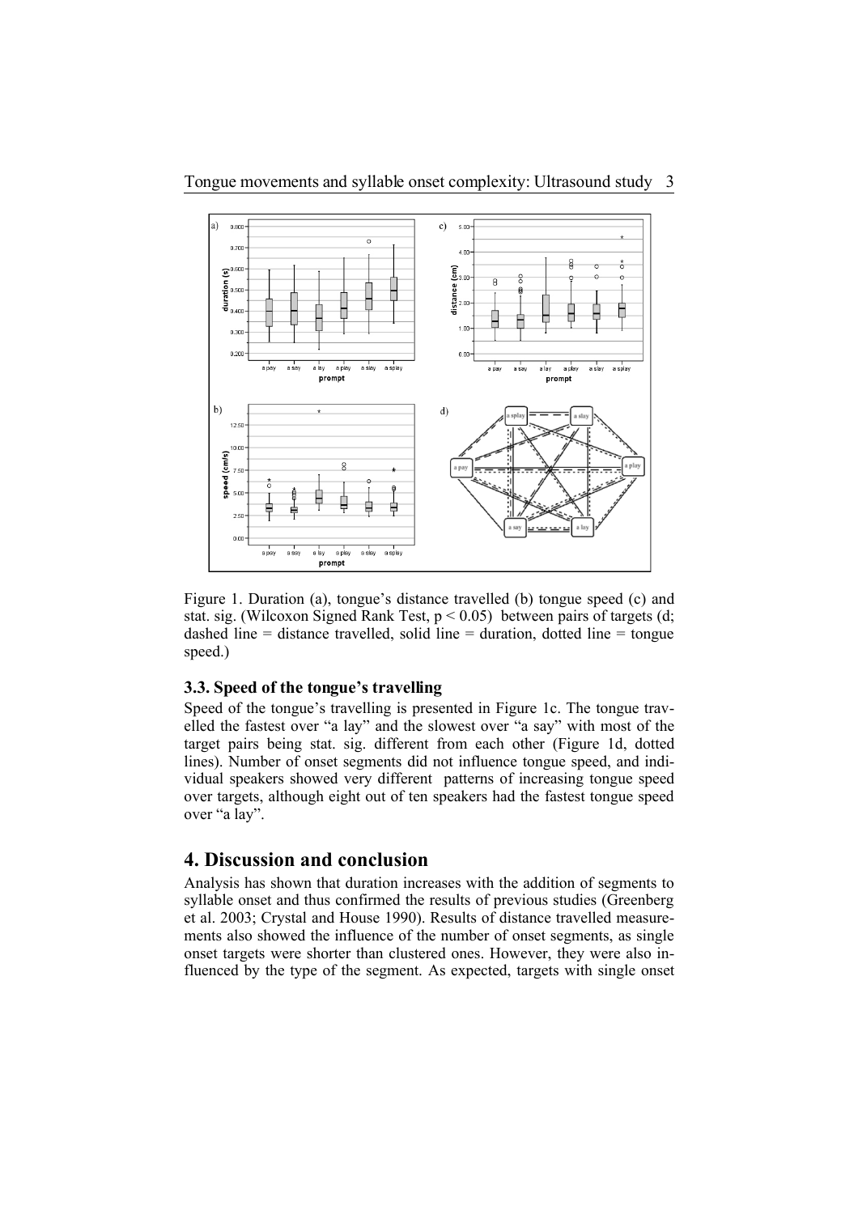Figure 1. Duration (a), tongue's distance travelled (b) tongue speed (c) and stat. sig. (Wilcoxon Signed Rank Test, $p < 0.05$) between pairs of targets (d; dashed line = distance travelled, solid line = duration, dotted line = tongue speed.)

### 3.3. Speed of the tongue's travelling

Speed of the tongue's travelling is presented in Figure 1c. The tongue travelled the fastest over "a lay" and the slowest over "a say" with most of the target pairs being stat. sig. different from each other (Figure 1d, dotted lines). Number of onset segments did not influence tongue speed, and individual speakers showed very different patterns of increasing tongue speed over targets, although eight out of ten speakers had the fastest tongue speed over "a lay".

## 4. Discussion and conclusion

Analysis has shown that duration increases with the addition of segments to syllable onset and thus confirmed the results of previous studies (Greenberg et al. 2003; Crystal and House 1990). Results of distance travelled measurements also showed the influence of the number of onset segments, as single onset targets were shorter than clustered ones. However, they were also influenced by the type of the segment. As expected, targets with single onset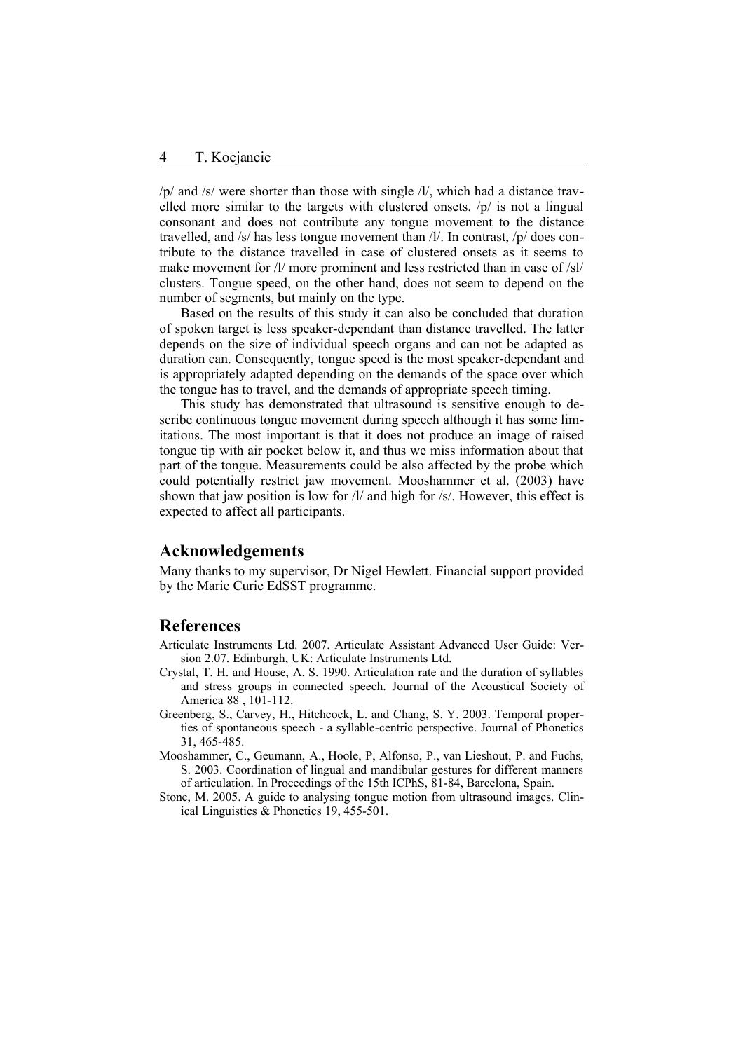/p/ and /s/ were shorter than those with single /l/, which had a distance travelled more similar to the targets with clustered onsets. /p/ is not a lingual consonant and does not contribute any tongue movement to the distance travelled, and /s/ has less tongue movement than /l/. In contrast, /p/ does contribute to the distance travelled in case of clustered onsets as it seems to make movement for /l/ more prominent and less restricted than in case of /sl/ clusters. Tongue speed, on the other hand, does not seem to depend on the number of segments, but mainly on the type.

Based on the results of this study it can also be concluded that duration of spoken target is less speaker-dependant than distance travelled. The latter depends on the size of individual speech organs and can not be adapted as duration can. Consequently, tongue speed is the most speaker-dependant and is appropriately adapted depending on the demands of the space over which the tongue has to travel, and the demands of appropriate speech timing.

This study has demonstrated that ultrasound is sensitive enough to describe continuous tongue movement during speech although it has some limitations. The most important is that it does not produce an image of raised tongue tip with air pocket below it, and thus we miss information about that part of the tongue. Measurements could be also affected by the probe which could potentially restrict jaw movement. Mooshammer et al. (2003) have shown that jaw position is low for /l/ and high for /s/. However, this effect is expected to affect all participants.

## Acknowledgements

Many thanks to my supervisor, Dr Nigel Hewlett. Financial support provided by the Marie Curie EdSST programme.

## References

Articulate Instruments Ltd. 2007. Articulate Assistant Advanced User Guide: Version 2.07. Edinburgh, UK: Articulate Instruments Ltd.

Crystal, T. H. and House, A. S. 1990. Articulation rate and the duration of syllables and stress groups in connected speech. Journal of the Acoustical Society of America 88 , 101-112.

Greenberg, S., Carvey, H., Hitchcock, L. and Chang, S. Y. 2003. Temporal properties of spontaneous speech - a syllable-centric perspective. Journal of Phonetics 31, 465-485.

Mooshammer, C., Geumann, A., Hoole, P, Alfonso, P., van Lieshout, P. and Fuchs, S. 2003. Coordination of lingual and mandibular gestures for different manners of articulation. In Proceedings of the 15th ICPhS, 81-84, Barcelona, Spain.

Stone, M. 2005. A guide to analysing tongue motion from ultrasound images. Clinical Linguistics & Phonetics 19, 455-501.